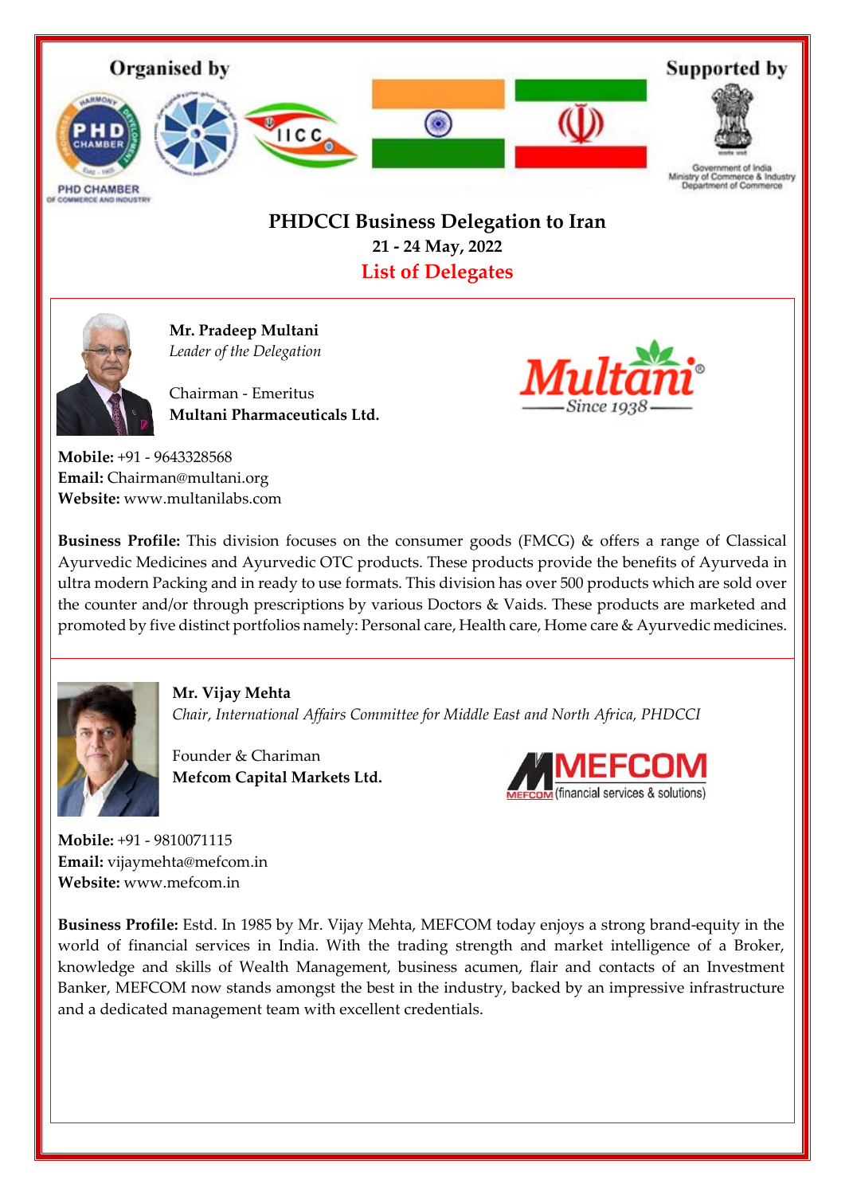Organised by

PHD CHAMBER OF COMMERCE AND INDUSTRY

Supported by

Government of India
Ministry of Commerce & Industry
Department of Commerce

# PHDCCI Business Delegation to Iran

**21 - 24 May, 2022**

## List of Delegates

**Mr. Pradeep Multani**
*Leader of the Delegation*

Chairman - Emeritus
**Multani Pharmaceuticals Ltd.**

**Mobile:** +91 - 9643328568
**Email:** Chairman@multani.org
**Website:** www.multanilabs.com

**Business Profile:** This division focuses on the consumer goods (FMCG) & offers a range of Classical Ayurvedic Medicines and Ayurvedic OTC products. These products provide the benefits of Ayurveda in ultra modern Packing and in ready to use formats. This division has over 500 products which are sold over the counter and/or through prescriptions by various Doctors & Vaids. These products are marketed and promoted by five distinct portfolios namely: Personal care, Health care, Home care & Ayurvedic medicines.

**Mr. Vijay Mehta**
*Chair, International Affairs Committee for Middle East and North Africa, PHDCCI*

Founder & Chariman
**Mefcom Capital Markets Ltd.**

**Mobile:** +91 - 9810071115
**Email:** vijaymehta@mefcom.in
**Website:** www.mefcom.in

**Business Profile:** Estd. In 1985 by Mr. Vijay Mehta, MEFCOM today enjoys a strong brand-equity in the world of financial services in India. With the trading strength and market intelligence of a Broker, knowledge and skills of Wealth Management, business acumen, flair and contacts of an Investment Banker, MEFCOM now stands amongst the best in the industry, backed by an impressive infrastructure and a dedicated management team with excellent credentials.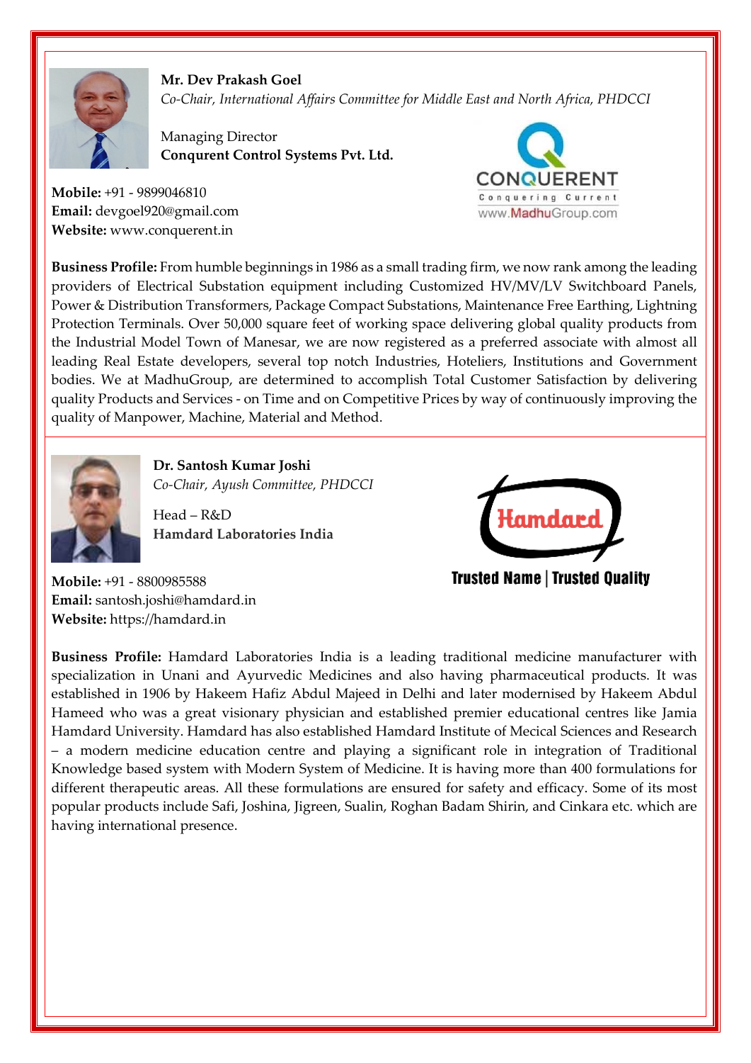**Mr. Dev Prakash Goel**
*Co-Chair, International Affairs Committee for Middle East and North Africa, PHDCCI*

Managing Director
**Conqurent Control Systems Pvt. Ltd.**

CONQUERENT
Conquering Current
www.MadhuGroup.com

**Mobile:** +91 - 9899046810
**Email:** devgoel920@gmail.com
**Website:** www.conquerent.in

**Business Profile:** From humble beginnings in 1986 as a small trading firm, we now rank among the leading providers of Electrical Substation equipment including Customized HV/MV/LV Switchboard Panels, Power & Distribution Transformers, Package Compact Substations, Maintenance Free Earthing, Lightning Protection Terminals. Over 50,000 square feet of working space delivering global quality products from the Industrial Model Town of Manesar, we are now registered as a preferred associate with almost all leading Real Estate developers, several top notch Industries, Hoteliers, Institutions and Government bodies. We at MadhuGroup, are determined to accomplish Total Customer Satisfaction by delivering quality Products and Services - on Time and on Competitive Prices by way of continuously improving the quality of Manpower, Machine, Material and Method.

---

**Dr. Santosh Kumar Joshi**
*Co-Chair, Ayush Committee, PHDCCI*

Head – R&D
**Hamdard Laboratories India**

Hamdard
Trusted Name | Trusted Quality

**Mobile:** +91 - 8800985588
**Email:** santosh.joshi@hamdard.in
**Website:** https://hamdard.in

**Business Profile:** Hamdard Laboratories India is a leading traditional medicine manufacturer with specialization in Unani and Ayurvedic Medicines and also having pharmaceutical products. It was established in 1906 by Hakeem Hafiz Abdul Majeed in Delhi and later modernised by Hakeem Abdul Hameed who was a great visionary physician and established premier educational centres like Jamia Hamdard University. Hamdard has also established Hamdard Institute of Mecical Sciences and Research – a modern medicine education centre and playing a significant role in integration of Traditional Knowledge based system with Modern System of Medicine. It is having more than 400 formulations for different therapeutic areas. All these formulations are ensured for safety and efficacy. Some of its most popular products include Safi, Joshina, Jigreen, Sualin, Roghan Badam Shirin, and Cinkara etc. which are having international presence.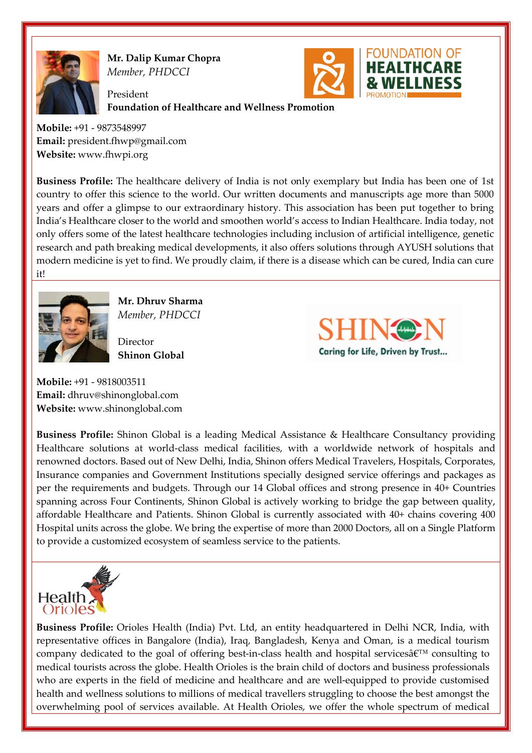**Mr. Dalip Kumar Chopra**
*Member, PHDCCI*

President
**Foundation of Healthcare and Wellness Promotion**

**Mobile:** +91 - 9873548997
**Email:** president.fhwp@gmail.com
**Website:** www.fhwpi.org

**Business Profile:** The healthcare delivery of India is not only exemplary but India has been one of 1st country to offer this science to the world. Our written documents and manuscripts age more than 5000 years and offer a glimpse to our extraordinary history. This association has been put together to bring India's Healthcare closer to the world and smoothen world's access to Indian Healthcare. India today, not only offers some of the latest healthcare technologies including inclusion of artificial intelligence, genetic research and path breaking medical developments, it also offers solutions through AYUSH solutions that modern medicine is yet to find. We proudly claim, if there is a disease which can be cured, India can cure it!

**Mr. Dhruv Sharma**
*Member, PHDCCI*

Director
**Shinon Global**

**Mobile:** +91 - 9818003511
**Email:** dhruv@shinonglobal.com
**Website:** www.shinonglobal.com

**Business Profile:** Shinon Global is a leading Medical Assistance & Healthcare Consultancy providing Healthcare solutions at world-class medical facilities, with a worldwide network of hospitals and renowned doctors. Based out of New Delhi, India, Shinon offers Medical Travelers, Hospitals, Corporates, Insurance companies and Government Institutions specially designed service offerings and packages as per the requirements and budgets. Through our 14 Global offices and strong presence in 40+ Countries spanning across Four Continents, Shinon Global is actively working to bridge the gap between quality, affordable Healthcare and Patients. Shinon Global is currently associated with 40+ chains covering 400 Hospital units across the globe. We bring the expertise of more than 2000 Doctors, all on a Single Platform to provide a customized ecosystem of seamless service to the patients.

**Business Profile:** Orioles Health (India) Pvt. Ltd, an entity headquartered in Delhi NCR, India, with representative offices in Bangalore (India), Iraq, Bangladesh, Kenya and Oman, is a medical tourism company dedicated to the goal of offering best-in-class health and hospital servicesâ€™ consulting to medical tourists across the globe. Health Orioles is the brain child of doctors and business professionals who are experts in the field of medicine and healthcare and are well-equipped to provide customised health and wellness solutions to millions of medical travellers struggling to choose the best amongst the overwhelming pool of services available. At Health Orioles, we offer the whole spectrum of medical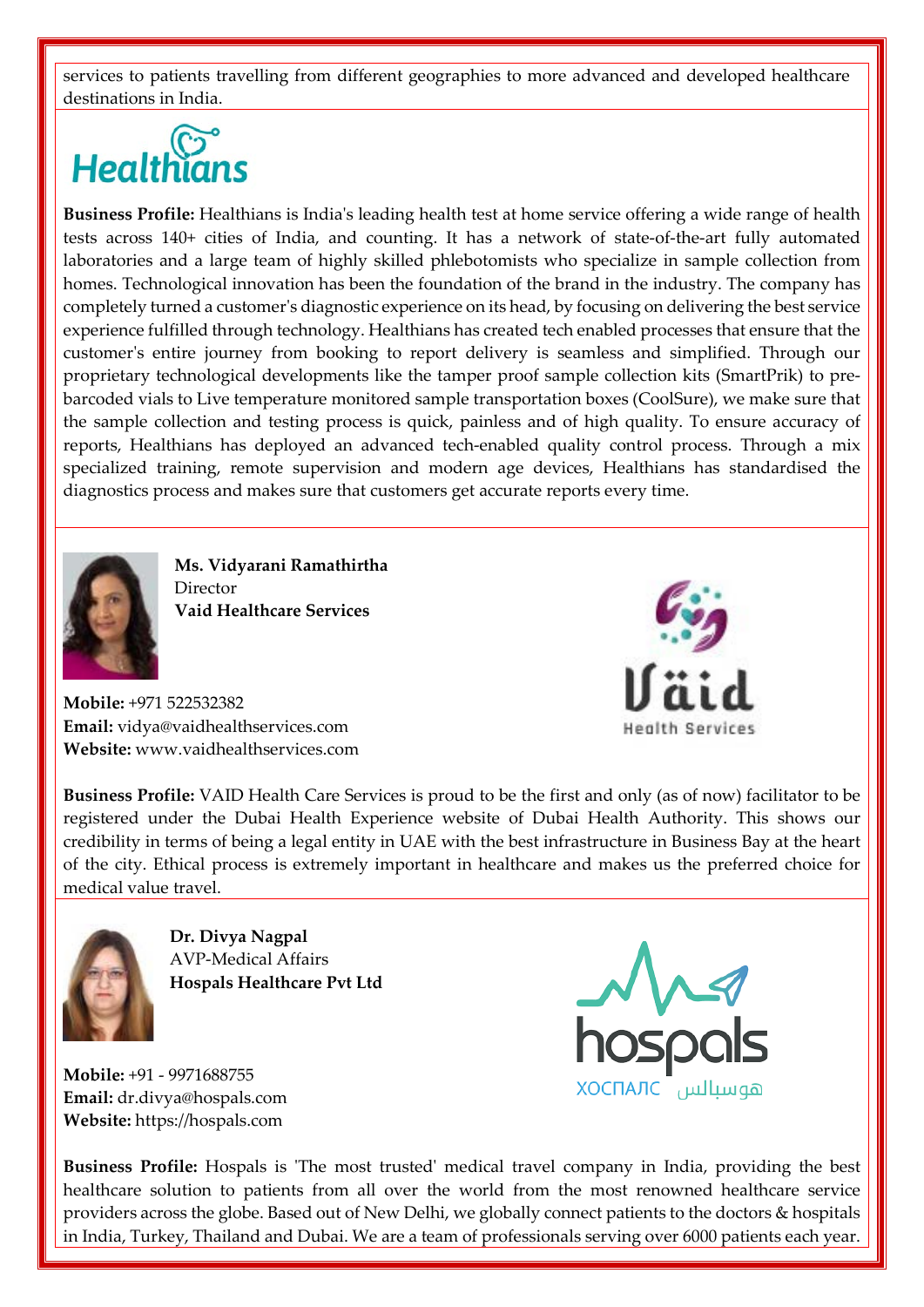services to patients travelling from different geographies to more advanced and developed healthcare destinations in India.

Healthians

**Business Profile:** Healthians is India's leading health test at home service offering a wide range of health tests across 140+ cities of India, and counting. It has a network of state-of-the-art fully automated laboratories and a large team of highly skilled phlebotomists who specialize in sample collection from homes. Technological innovation has been the foundation of the brand in the industry. The company has completely turned a customer's diagnostic experience on its head, by focusing on delivering the best service experience fulfilled through technology. Healthians has created tech enabled processes that ensure that the customer's entire journey from booking to report delivery is seamless and simplified. Through our proprietary technological developments like the tamper proof sample collection kits (SmartPrik) to pre-barcoded vials to Live temperature monitored sample transportation boxes (CoolSure), we make sure that the sample collection and testing process is quick, painless and of high quality. To ensure accuracy of reports, Healthians has deployed an advanced tech-enabled quality control process. Through a mix specialized training, remote supervision and modern age devices, Healthians has standardised the diagnostics process and makes sure that customers get accurate reports every time.

**Ms. Vidyarani Ramathirtha**
Director
**Vaid Healthcare Services**

Väid Health Services

**Mobile:** +971 522532382
**Email:** vidya@vaidhealthservices.com
**Website:** www.vaidhealthservices.com

**Business Profile:** VAID Health Care Services is proud to be the first and only (as of now) facilitator to be registered under the Dubai Health Experience website of Dubai Health Authority. This shows our credibility in terms of being a legal entity in UAE with the best infrastructure in Business Bay at the heart of the city. Ethical process is extremely important in healthcare and makes us the preferred choice for medical value travel.

**Dr. Divya Nagpal**
AVP-Medical Affairs
**Hospals Healthcare Pvt Ltd**

hospals ХОСПАЛС هوسبالس

**Mobile:** +91 - 9971688755
**Email:** dr.divya@hospals.com
**Website:** https://hospals.com

**Business Profile:** Hospals is 'The most trusted' medical travel company in India, providing the best healthcare solution to patients from all over the world from the most renowned healthcare service providers across the globe. Based out of New Delhi, we globally connect patients to the doctors & hospitals in India, Turkey, Thailand and Dubai. We are a team of professionals serving over 6000 patients each year.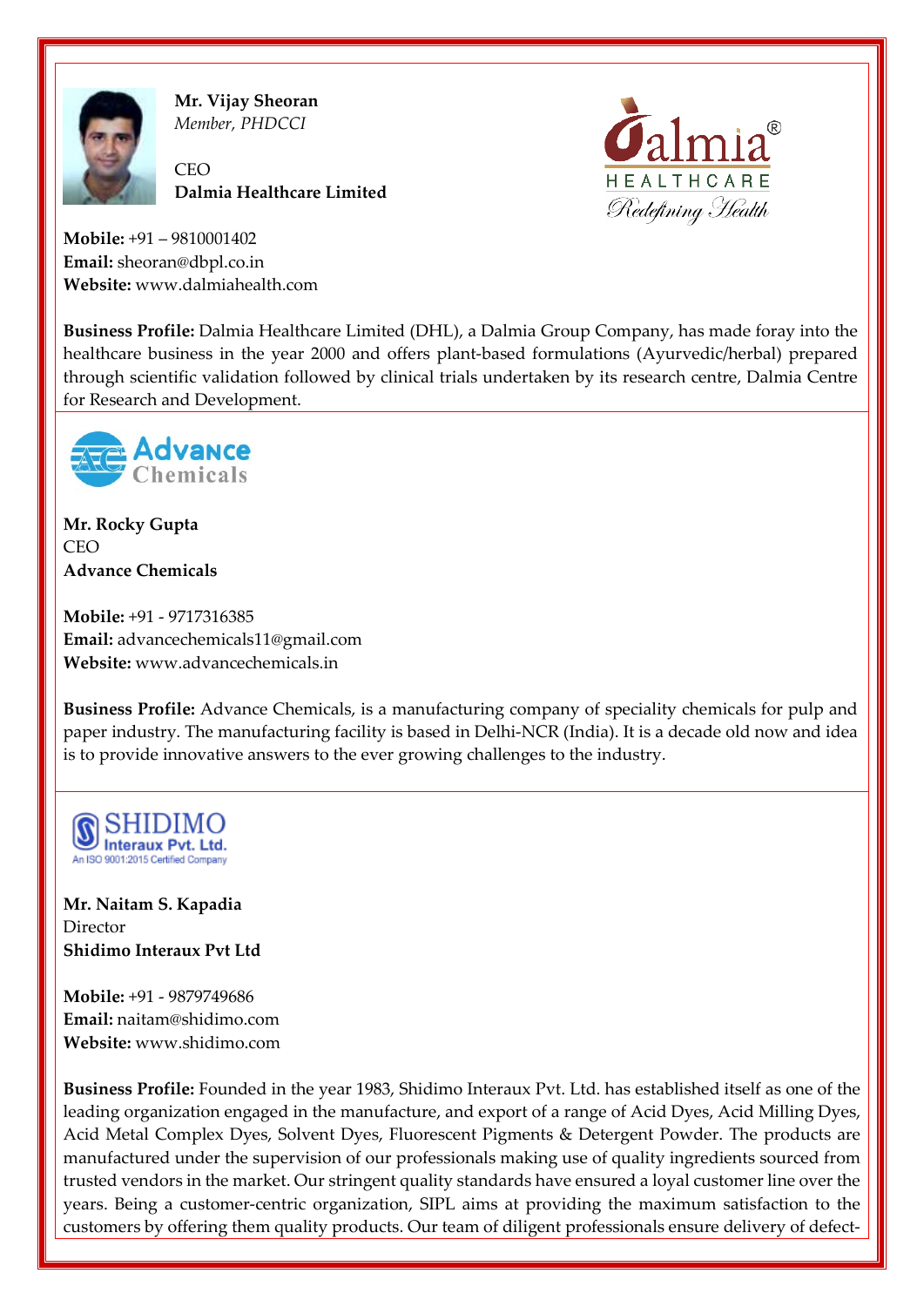**Mr. Vijay Sheoran**
*Member, PHDCCI*

CEO
**Dalmia Healthcare Limited**

**Mobile:** +91 – 9810001402
**Email:** sheoran@dbpl.co.in
**Website:** www.dalmiahealth.com

**Business Profile:** Dalmia Healthcare Limited (DHL), a Dalmia Group Company, has made foray into the healthcare business in the year 2000 and offers plant-based formulations (Ayurvedic/herbal) prepared through scientific validation followed by clinical trials undertaken by its research centre, Dalmia Centre for Research and Development.

---

**Mr. Rocky Gupta**
CEO
**Advance Chemicals**

**Mobile:** +91 - 9717316385
**Email:** advancechemicals11@gmail.com
**Website:** www.advancechemicals.in

**Business Profile:** Advance Chemicals, is a manufacturing company of speciality chemicals for pulp and paper industry. The manufacturing facility is based in Delhi-NCR (India). It is a decade old now and idea is to provide innovative answers to the ever growing challenges to the industry.

---

**Mr. Naitam S. Kapadia**
Director
**Shidimo Interaux Pvt Ltd**

**Mobile:** +91 - 9879749686
**Email:** naitam@shidimo.com
**Website:** www.shidimo.com

**Business Profile:** Founded in the year 1983, Shidimo Interaux Pvt. Ltd. has established itself as one of the leading organization engaged in the manufacture, and export of a range of Acid Dyes, Acid Milling Dyes, Acid Metal Complex Dyes, Solvent Dyes, Fluorescent Pigments & Detergent Powder. The products are manufactured under the supervision of our professionals making use of quality ingredients sourced from trusted vendors in the market. Our stringent quality standards have ensured a loyal customer line over the years. Being a customer-centric organization, SIPL aims at providing the maximum satisfaction to the customers by offering them quality products. Our team of diligent professionals ensure delivery of defect-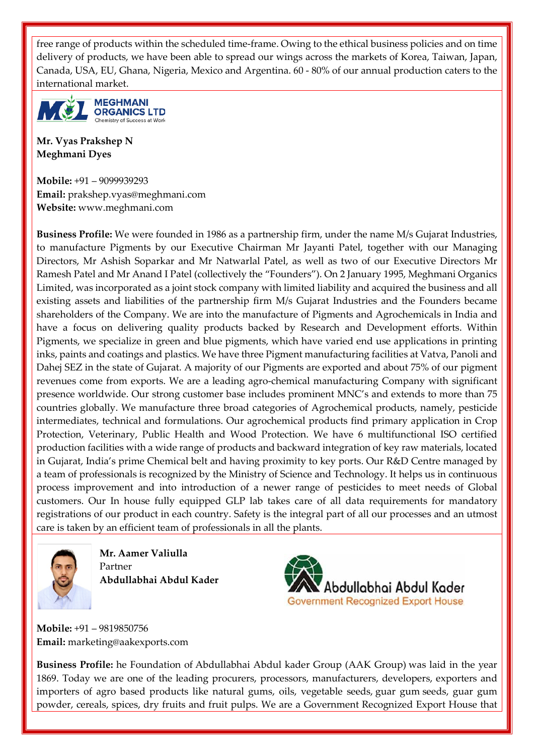free range of products within the scheduled time-frame. Owing to the ethical business policies and on time delivery of products, we have been able to spread our wings across the markets of Korea, Taiwan, Japan, Canada, USA, EU, Ghana, Nigeria, Mexico and Argentina. 60 - 80% of our annual production caters to the international market.

MEGHMANI ORGANICS LTD
Chemistry of Success at Work

**Mr. Vyas Prakshep N**
**Meghmani Dyes**

**Mobile:** +91 – 9099939293
**Email:** prakshep.vyas@meghmani.com
**Website:** www.meghmani.com

**Business Profile:** We were founded in 1986 as a partnership firm, under the name M/s Gujarat Industries, to manufacture Pigments by our Executive Chairman Mr Jayanti Patel, together with our Managing Directors, Mr Ashish Soparkar and Mr Natwarlal Patel, as well as two of our Executive Directors Mr Ramesh Patel and Mr Anand I Patel (collectively the "Founders"). On 2 January 1995, Meghmani Organics Limited, was incorporated as a joint stock company with limited liability and acquired the business and all existing assets and liabilities of the partnership firm M/s Gujarat Industries and the Founders became shareholders of the Company. We are into the manufacture of Pigments and Agrochemicals in India and have a focus on delivering quality products backed by Research and Development efforts. Within Pigments, we specialize in green and blue pigments, which have varied end use applications in printing inks, paints and coatings and plastics. We have three Pigment manufacturing facilities at Vatva, Panoli and Dahej SEZ in the state of Gujarat. A majority of our Pigments are exported and about 75% of our pigment revenues come from exports. We are a leading agro-chemical manufacturing Company with significant presence worldwide. Our strong customer base includes prominent MNC's and extends to more than 75 countries globally. We manufacture three broad categories of Agrochemical products, namely, pesticide intermediates, technical and formulations. Our agrochemical products find primary application in Crop Protection, Veterinary, Public Health and Wood Protection. We have 6 multifunctional ISO certified production facilities with a wide range of products and backward integration of key raw materials, located in Gujarat, India's prime Chemical belt and having proximity to key ports. Our R&D Centre managed by a team of professionals is recognized by the Ministry of Science and Technology. It helps us in continuous process improvement and into introduction of a newer range of pesticides to meet needs of Global customers. Our In house fully equipped GLP lab takes care of all data requirements for mandatory registrations of our product in each country. Safety is the integral part of all our processes and an utmost care is taken by an efficient team of professionals in all the plants.

**Mr. Aamer Valiulla**
Partner
**Abdullabhai Abdul Kader**

Abdullabhai Abdul Kader
Government Recognized Export House

**Mobile:** +91 – 9819850756
**Email:** marketing@aakexports.com

**Business Profile:** he Foundation of Abdullabhai Abdul kader Group (AAK Group) was laid in the year 1869. Today we are one of the leading procurers, processors, manufacturers, developers, exporters and importers of agro based products like natural gums, oils, vegetable seeds, guar gum seeds, guar gum powder, cereals, spices, dry fruits and fruit pulps. We are a Government Recognized Export House that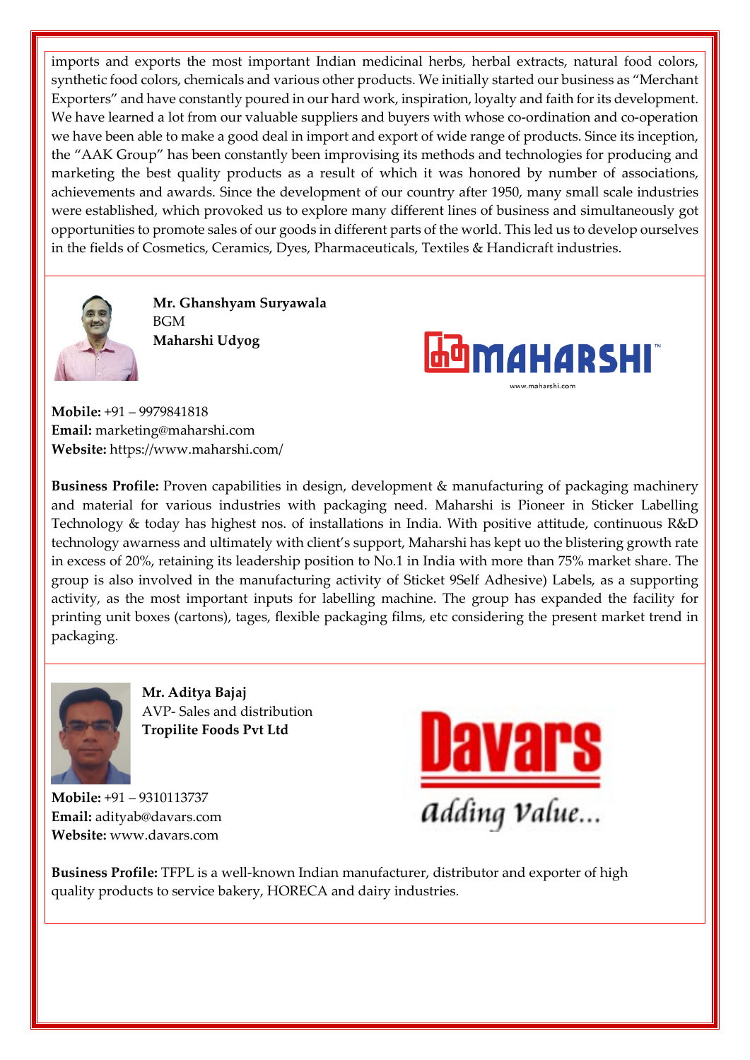imports and exports the most important Indian medicinal herbs, herbal extracts, natural food colors, synthetic food colors, chemicals and various other products. We initially started our business as "Merchant Exporters" and have constantly poured in our hard work, inspiration, loyalty and faith for its development. We have learned a lot from our valuable suppliers and buyers with whose co-ordination and co-operation we have been able to make a good deal in import and export of wide range of products. Since its inception, the "AAK Group" has been constantly been improvising its methods and technologies for producing and marketing the best quality products as a result of which it was honored by number of associations, achievements and awards. Since the development of our country after 1950, many small scale industries were established, which provoked us to explore many different lines of business and simultaneously got opportunities to promote sales of our goods in different parts of the world. This led us to develop ourselves in the fields of Cosmetics, Ceramics, Dyes, Pharmaceuticals, Textiles & Handicraft industries.

**Mr. Ghanshyam Suryawala**
BGM
**Maharshi Udyog**

**Mobile:** +91 – 9979841818
**Email:** marketing@maharshi.com
**Website:** https://www.maharshi.com/

**Business Profile:** Proven capabilities in design, development & manufacturing of packaging machinery and material for various industries with packaging need. Maharshi is Pioneer in Sticker Labelling Technology & today has highest nos. of installations in India. With positive attitude, continuous R&D technology awarness and ultimately with client's support, Maharshi has kept uo the blistering growth rate in excess of 20%, retaining its leadership position to No.1 in India with more than 75% market share. The group is also involved in the manufacturing activity of Sticket 9Self Adhesive) Labels, as a supporting activity, as the most important inputs for labelling machine. The group has expanded the facility for printing unit boxes (cartons), tages, flexible packaging films, etc considering the present market trend in packaging.

**Mr. Aditya Bajaj**
AVP- Sales and distribution
**Tropilite Foods Pvt Ltd**

**Mobile:** +91 – 9310113737
**Email:** adityab@davars.com
**Website:** www.davars.com

**Business Profile:** TFPL is a well-known Indian manufacturer, distributor and exporter of high quality products to service bakery, HORECA and dairy industries.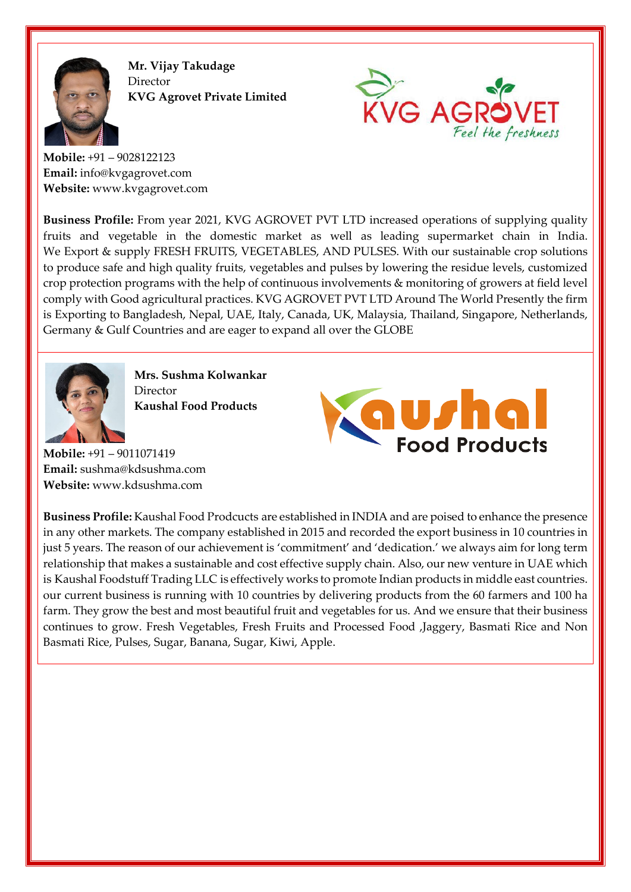**Mr. Vijay Takudage**
Director
**KVG Agrovet Private Limited**

**Mobile:** +91 – 9028122123
**Email:** info@kvgagrovet.com
**Website:** www.kvgagrovet.com

**Business Profile:** From year 2021, KVG AGROVET PVT LTD increased operations of supplying quality fruits and vegetable in the domestic market as well as leading supermarket chain in India. We Export & supply FRESH FRUITS, VEGETABLES, AND PULSES. With our sustainable crop solutions to produce safe and high quality fruits, vegetables and pulses by lowering the residue levels, customized crop protection programs with the help of continuous involvements & monitoring of growers at field level comply with Good agricultural practices. KVG AGROVET PVT LTD Around The World Presently the firm is Exporting to Bangladesh, Nepal, UAE, Italy, Canada, UK, Malaysia, Thailand, Singapore, Netherlands, Germany & Gulf Countries and are eager to expand all over the GLOBE

---

**Mrs. Sushma Kolwankar**
Director
**Kaushal Food Products**

**Mobile:** +91 – 9011071419
**Email:** sushma@kdsushma.com
**Website:** www.kdsushma.com

**Business Profile:** Kaushal Food Prodcucts are established in INDIA and are poised to enhance the presence in any other markets. The company established in 2015 and recorded the export business in 10 countries in just 5 years. The reason of our achievement is 'commitment' and 'dedication.' we always aim for long term relationship that makes a sustainable and cost effective supply chain. Also, our new venture in UAE which is Kaushal Foodstuff Trading LLC is effectively works to promote Indian products in middle east countries. our current business is running with 10 countries by delivering products from the 60 farmers and 100 ha farm. They grow the best and most beautiful fruit and vegetables for us. And we ensure that their business continues to grow. Fresh Vegetables, Fresh Fruits and Processed Food ,Jaggery, Basmati Rice and Non Basmati Rice, Pulses, Sugar, Banana, Sugar, Kiwi, Apple.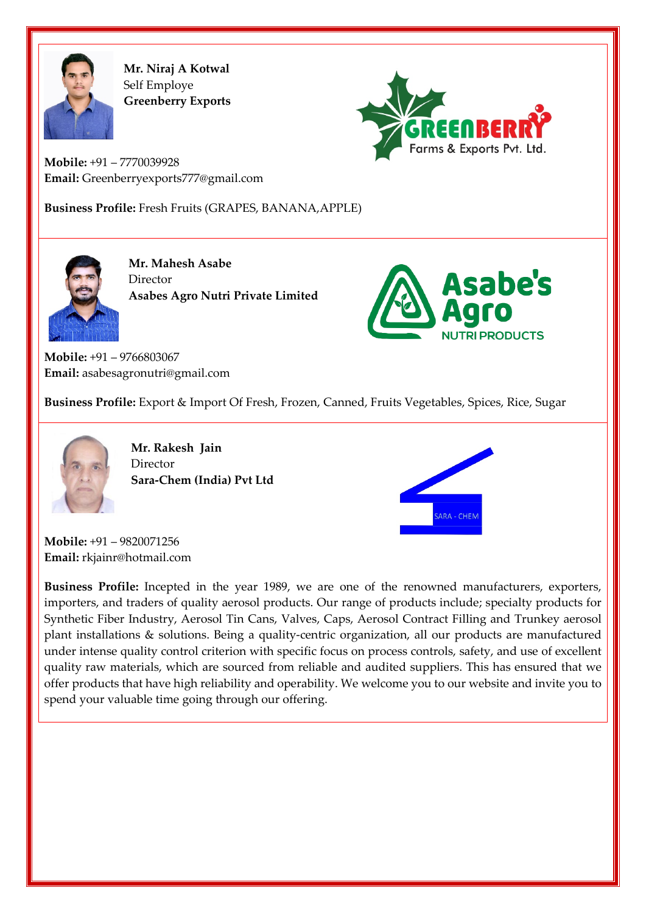**Mr. Niraj A Kotwal**
Self Employe
**Greenberry Exports**

**Mobile:** +91 – 7770039928
**Email:** Greenberryexports777@gmail.com

**Business Profile:** Fresh Fruits (GRAPES, BANANA,APPLE)

---

**Mr. Mahesh Asabe**
Director
**Asabes Agro Nutri Private Limited**

**Mobile:** +91 – 9766803067
**Email:** asabesagronutri@gmail.com

**Business Profile:** Export & Import Of Fresh, Frozen, Canned, Fruits Vegetables, Spices, Rice, Sugar

---

**Mr. Rakesh Jain**
Director
**Sara-Chem (India) Pvt Ltd**

**Mobile:** +91 – 9820071256
**Email:** rkjainr@hotmail.com

**Business Profile:** Incepted in the year 1989, we are one of the renowned manufacturers, exporters, importers, and traders of quality aerosol products. Our range of products include; specialty products for Synthetic Fiber Industry, Aerosol Tin Cans, Valves, Caps, Aerosol Contract Filling and Trunkey aerosol plant installations & solutions. Being a quality-centric organization, all our products are manufactured under intense quality control criterion with specific focus on process controls, safety, and use of excellent quality raw materials, which are sourced from reliable and audited suppliers. This has ensured that we offer products that have high reliability and operability. We welcome you to our website and invite you to spend your valuable time going through our offering.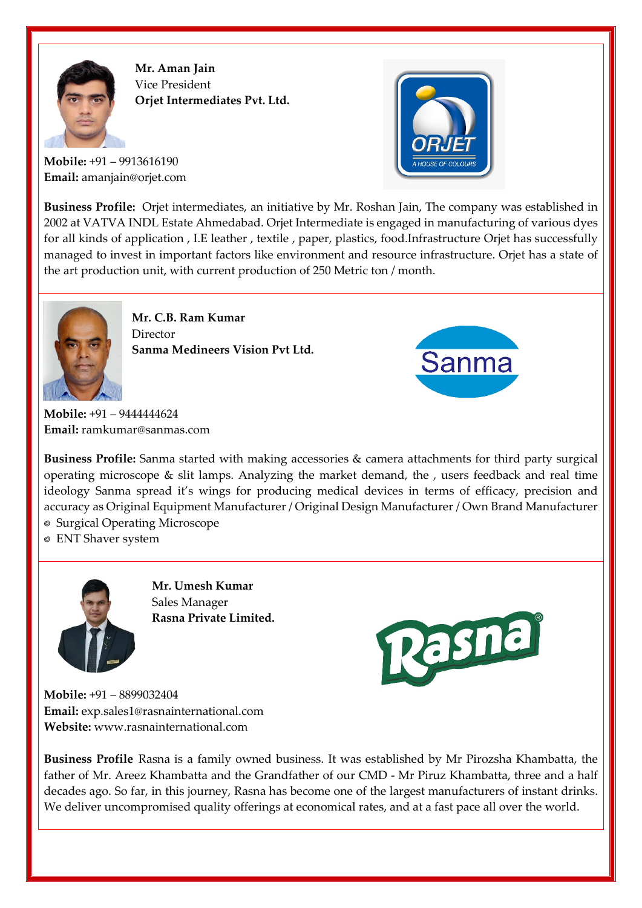**Mr. Aman Jain**
Vice President
**Orjet Intermediates Pvt. Ltd.**

**Mobile:** +91 – 9913616190
**Email:** amanjain@orjet.com

**Business Profile:** Orjet intermediates, an initiative by Mr. Roshan Jain, The company was established in 2002 at VATVA INDL Estate Ahmedabad. Orjet Intermediate is engaged in manufacturing of various dyes for all kinds of application , I.E leather , textile , paper, plastics, food.Infrastructure Orjet has successfully managed to invest in important factors like environment and resource infrastructure. Orjet has a state of the art production unit, with current production of 250 Metric ton / month.

---

**Mr. C.B. Ram Kumar**
Director
**Sanma Medineers Vision Pvt Ltd.**

**Mobile:** +91 – 9444444624
**Email:** ramkumar@sanmas.com

**Business Profile:** Sanma started with making accessories & camera attachments for third party surgical operating microscope & slit lamps. Analyzing the market demand, the , users feedback and real time ideology Sanma spread it's wings for producing medical devices in terms of efficacy, precision and accuracy as Original Equipment Manufacturer / Original Design Manufacturer / Own Brand Manufacturer

- Surgical Operating Microscope
- ENT Shaver system

---

**Mr. Umesh Kumar**
Sales Manager
**Rasna Private Limited.**

**Mobile:** +91 – 8899032404
**Email:** exp.sales1@rasnainternational.com
**Website:** www.rasnainternational.com

**Business Profile** Rasna is a family owned business. It was established by Mr Pirozsha Khambatta, the father of Mr. Areez Khambatta and the Grandfather of our CMD - Mr Piruz Khambatta, three and a half decades ago. So far, in this journey, Rasna has become one of the largest manufacturers of instant drinks. We deliver uncompromised quality offerings at economical rates, and at a fast pace all over the world.